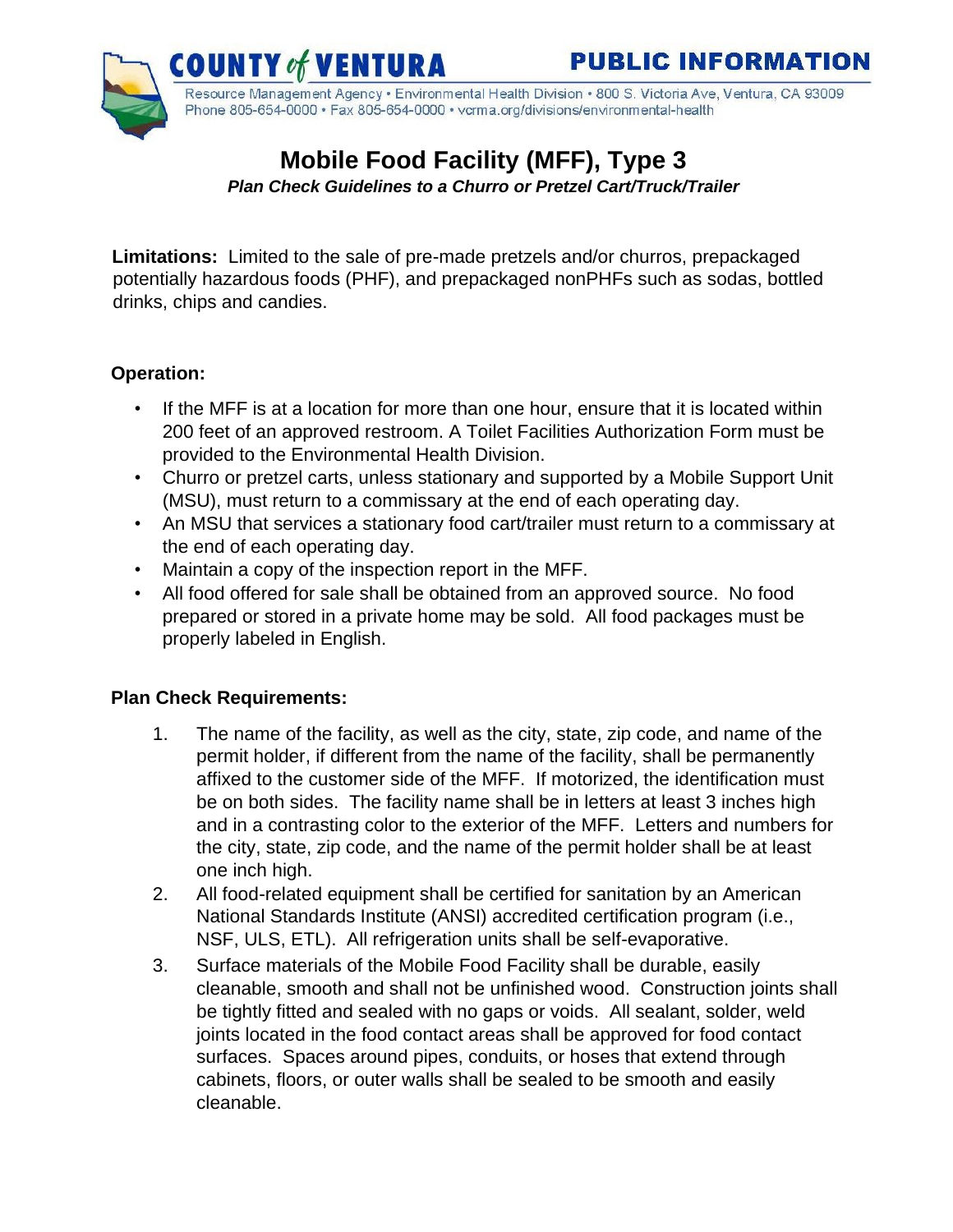**COUNTY of VENTURA** **PUBLIC INFORMATION**

Resource Management Agency • Environmental Health Division • 800 S. Victoria Ave, Ventura, CA 93009
Phone 805-654-0000 • Fax 805-654-0000 • vcrma.org/divisions/environmental-health

# Mobile Food Facility (MFF), Type 3

***Plan Check Guidelines to a Churro or Pretzel Cart/Truck/Trailer***

**Limitations:** Limited to the sale of pre-made pretzels and/or churros, prepackaged potentially hazardous foods (PHF), and prepackaged nonPHFs such as sodas, bottled drinks, chips and candies.

**Operation:**

- If the MFF is at a location for more than one hour, ensure that it is located within 200 feet of an approved restroom. A Toilet Facilities Authorization Form must be provided to the Environmental Health Division.
- Churro or pretzel carts, unless stationary and supported by a Mobile Support Unit (MSU), must return to a commissary at the end of each operating day.
- An MSU that services a stationary food cart/trailer must return to a commissary at the end of each operating day.
- Maintain a copy of the inspection report in the MFF.
- All food offered for sale shall be obtained from an approved source. No food prepared or stored in a private home may be sold. All food packages must be properly labeled in English.

**Plan Check Requirements:**

1. The name of the facility, as well as the city, state, zip code, and name of the permit holder, if different from the name of the facility, shall be permanently affixed to the customer side of the MFF. If motorized, the identification must be on both sides. The facility name shall be in letters at least 3 inches high and in a contrasting color to the exterior of the MFF. Letters and numbers for the city, state, zip code, and the name of the permit holder shall be at least one inch high.
2. All food-related equipment shall be certified for sanitation by an American National Standards Institute (ANSI) accredited certification program (i.e., NSF, ULS, ETL). All refrigeration units shall be self-evaporative.
3. Surface materials of the Mobile Food Facility shall be durable, easily cleanable, smooth and shall not be unfinished wood. Construction joints shall be tightly fitted and sealed with no gaps or voids. All sealant, solder, weld joints located in the food contact areas shall be approved for food contact surfaces. Spaces around pipes, conduits, or hoses that extend through cabinets, floors, or outer walls shall be sealed to be smooth and easily cleanable.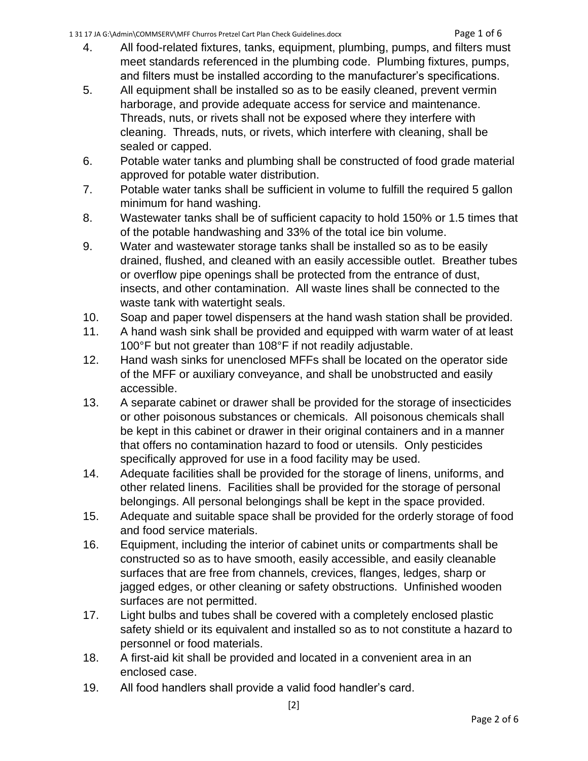4. All food-related fixtures, tanks, equipment, plumbing, pumps, and filters must meet standards referenced in the plumbing code. Plumbing fixtures, pumps, and filters must be installed according to the manufacturer's specifications.
5. All equipment shall be installed so as to be easily cleaned, prevent vermin harborage, and provide adequate access for service and maintenance. Threads, nuts, or rivets shall not be exposed where they interfere with cleaning. Threads, nuts, or rivets, which interfere with cleaning, shall be sealed or capped.
6. Potable water tanks and plumbing shall be constructed of food grade material approved for potable water distribution.
7. Potable water tanks shall be sufficient in volume to fulfill the required 5 gallon minimum for hand washing.
8. Wastewater tanks shall be of sufficient capacity to hold 150% or 1.5 times that of the potable handwashing and 33% of the total ice bin volume.
9. Water and wastewater storage tanks shall be installed so as to be easily drained, flushed, and cleaned with an easily accessible outlet. Breather tubes or overflow pipe openings shall be protected from the entrance of dust, insects, and other contamination. All waste lines shall be connected to the waste tank with watertight seals.
10. Soap and paper towel dispensers at the hand wash station shall be provided.
11. A hand wash sink shall be provided and equipped with warm water of at least 100°F but not greater than 108°F if not readily adjustable.
12. Hand wash sinks for unenclosed MFFs shall be located on the operator side of the MFF or auxiliary conveyance, and shall be unobstructed and easily accessible.
13. A separate cabinet or drawer shall be provided for the storage of insecticides or other poisonous substances or chemicals. All poisonous chemicals shall be kept in this cabinet or drawer in their original containers and in a manner that offers no contamination hazard to food or utensils. Only pesticides specifically approved for use in a food facility may be used.
14. Adequate facilities shall be provided for the storage of linens, uniforms, and other related linens. Facilities shall be provided for the storage of personal belongings. All personal belongings shall be kept in the space provided.
15. Adequate and suitable space shall be provided for the orderly storage of food and food service materials.
16. Equipment, including the interior of cabinet units or compartments shall be constructed so as to have smooth, easily accessible, and easily cleanable surfaces that are free from channels, crevices, flanges, ledges, sharp or jagged edges, or other cleaning or safety obstructions. Unfinished wooden surfaces are not permitted.
17. Light bulbs and tubes shall be covered with a completely enclosed plastic safety shield or its equivalent and installed so as to not constitute a hazard to personnel or food materials.
18. A first-aid kit shall be provided and located in a convenient area in an enclosed case.
19. All food handlers shall provide a valid food handler's card.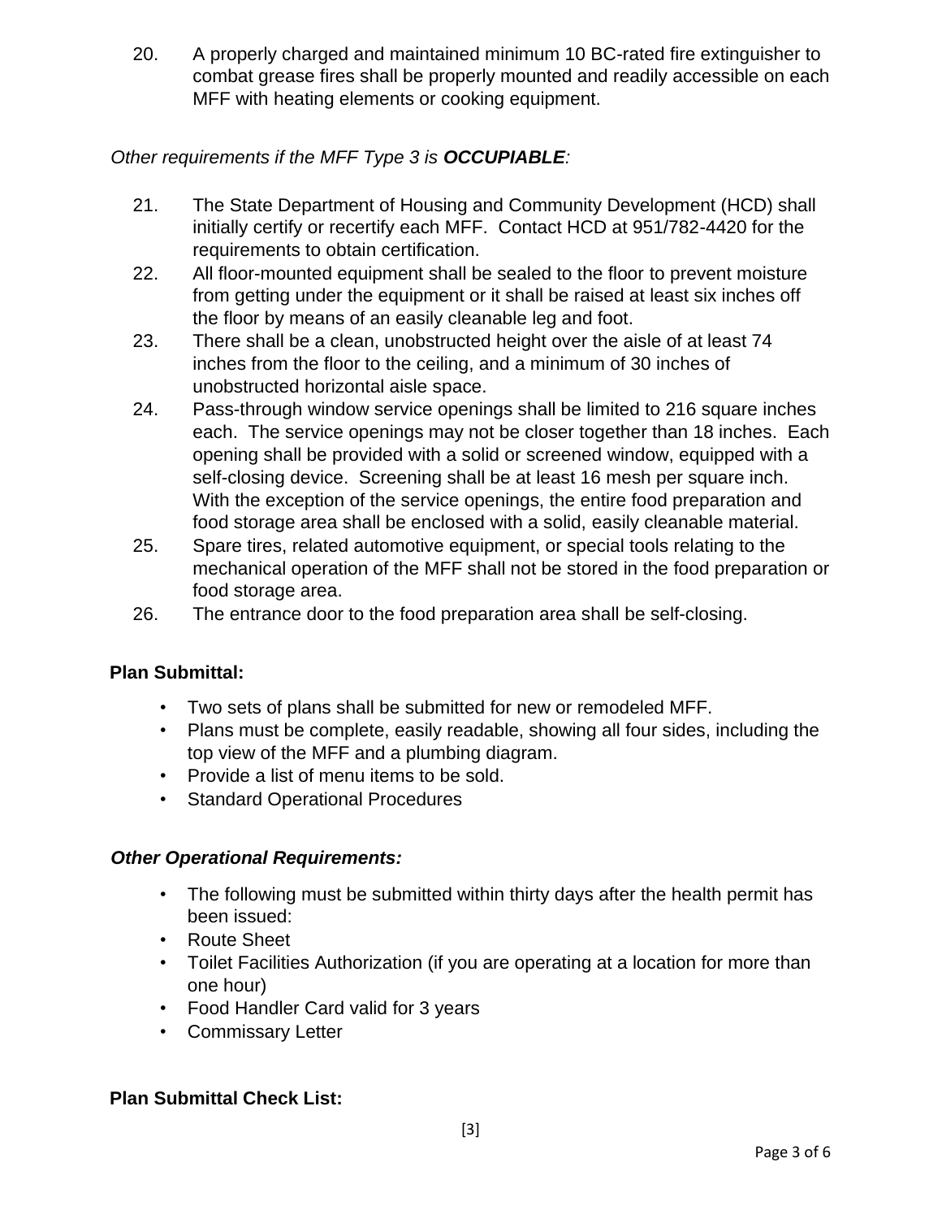20. A properly charged and maintained minimum 10 BC-rated fire extinguisher to combat grease fires shall be properly mounted and readily accessible on each MFF with heating elements or cooking equipment.

*Other requirements if the MFF Type 3 is* ***OCCUPIABLE****:*

21. The State Department of Housing and Community Development (HCD) shall initially certify or recertify each MFF. Contact HCD at 951/782-4420 for the requirements to obtain certification.
22. All floor-mounted equipment shall be sealed to the floor to prevent moisture from getting under the equipment or it shall be raised at least six inches off the floor by means of an easily cleanable leg and foot.
23. There shall be a clean, unobstructed height over the aisle of at least 74 inches from the floor to the ceiling, and a minimum of 30 inches of unobstructed horizontal aisle space.
24. Pass-through window service openings shall be limited to 216 square inches each. The service openings may not be closer together than 18 inches. Each opening shall be provided with a solid or screened window, equipped with a self-closing device. Screening shall be at least 16 mesh per square inch. With the exception of the service openings, the entire food preparation and food storage area shall be enclosed with a solid, easily cleanable material.
25. Spare tires, related automotive equipment, or special tools relating to the mechanical operation of the MFF shall not be stored in the food preparation or food storage area.
26. The entrance door to the food preparation area shall be self-closing.

**Plan Submittal:**

- Two sets of plans shall be submitted for new or remodeled MFF.
- Plans must be complete, easily readable, showing all four sides, including the top view of the MFF and a plumbing diagram.
- Provide a list of menu items to be sold.
- Standard Operational Procedures

***Other Operational Requirements:***

- The following must be submitted within thirty days after the health permit has been issued:
- Route Sheet
- Toilet Facilities Authorization (if you are operating at a location for more than one hour)
- Food Handler Card valid for 3 years
- Commissary Letter

**Plan Submittal Check List:**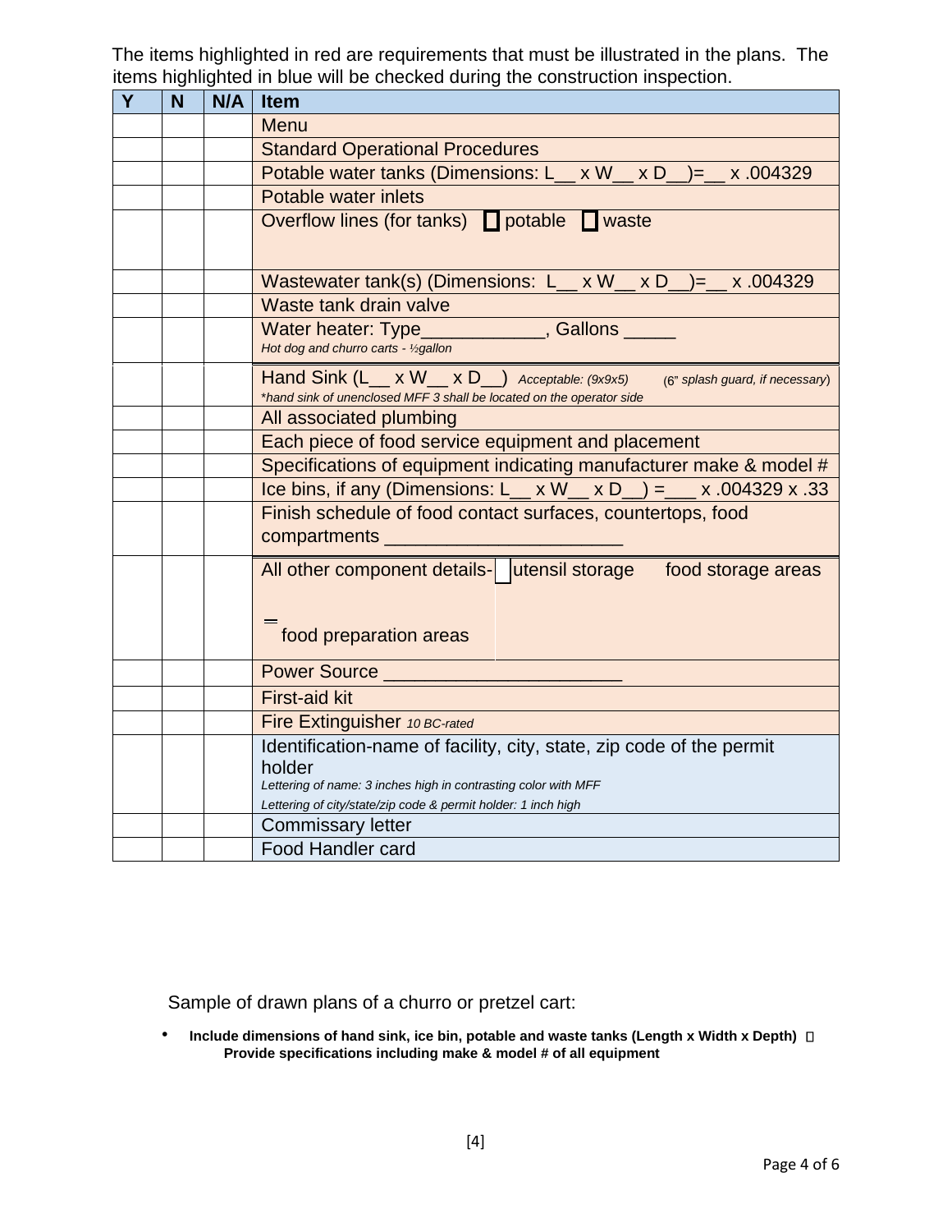The items highlighted in red are requirements that must be illustrated in the plans. The items highlighted in blue will be checked during the construction inspection.

| Y | N | N/A | Item |
|---|---|---|---|
| | | | Menu |
| | | | Standard Operational Procedures |
| | | | Potable water tanks (Dimensions: L__ x W__ x D__)=__ x .004329 |
| | | | Potable water inlets |
| | | | Overflow lines (for tanks) ☐ potable ☐ waste |
| | | | Wastewater tank(s) (Dimensions: L__ x W__ x D__)=__ x .004329 |
| | | | Waste tank drain valve |
| | | | Water heater: Type____________, Gallons _____ *Hot dog and churro carts - ½gallon* |
| | | | Hand Sink (L__ x W__ x D__) *Acceptable: (9x9x5)* (6" *splash guard, if necessary*) **hand sink of unenclosed MFF 3 shall be located on the operator side* |
| | | | All associated plumbing |
| | | | Each piece of food service equipment and placement |
| | | | Specifications of equipment indicating manufacturer make & model # |
| | | | Ice bins, if any (Dimensions: L__ x W__ x D__) =___ x .004329 x .33 |
| | | | Finish schedule of food contact surfaces, countertops, food compartments _______________________ |
| | | | All other component details- ☐ utensil storage food storage areas ☐ food preparation areas |
| | | | Power Source _______________________ |
| | | | First-aid kit |
| | | | Fire Extinguisher *10 BC-rated* |
| | | | Identification-name of facility, city, state, zip code of the permit holder *Lettering of name: 3 inches high in contrasting color with MFF* *Lettering of city/state/zip code & permit holder: 1 inch high* |
| | | | Commissary letter |
| | | | Food Handler card |

Sample of drawn plans of a churro or pretzel cart:

- **Include dimensions of hand sink, ice bin, potable and waste tanks (Length x Width x Depth)**
- **Provide specifications including make & model # of all equipment**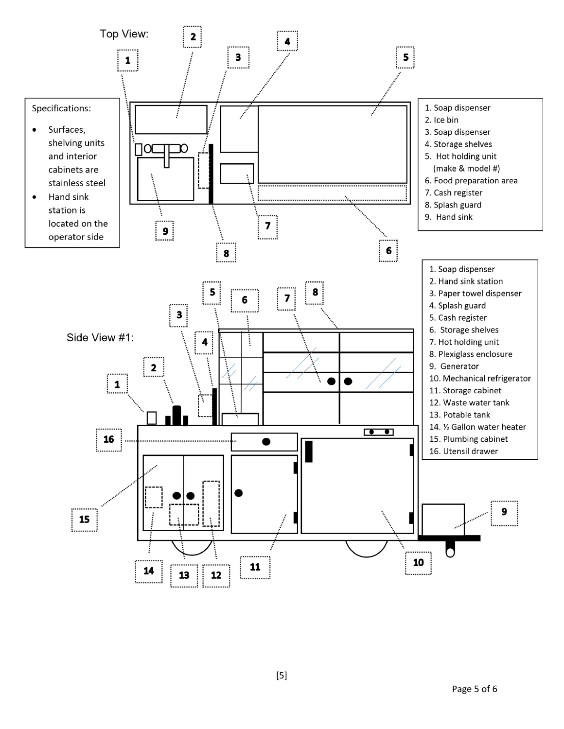Top View:

Specifications:

- Surfaces, shelving units and interior cabinets are stainless steel
- Hand sink station is located on the operator side

1. Soap dispenser
2. Ice bin
3. Soap dispenser
4. Storage shelves
5. Hot holding unit (make & model #)
6. Food preparation area
7. Cash register
8. Splash guard
9. Hand sink

Side View #1:

1. Soap dispenser
2. Hand sink station
3. Paper towel dispenser
4. Splash guard
5. Cash register
6. Storage shelves
7. Hot holding unit
8. Plexiglass enclosure
9. Generator
10. Mechanical refrigerator
11. Storage cabinet
12. Waste water tank
13. Potable tank
14. ½ Gallon water heater
15. Plumbing cabinet
16. Utensil drawer

[5]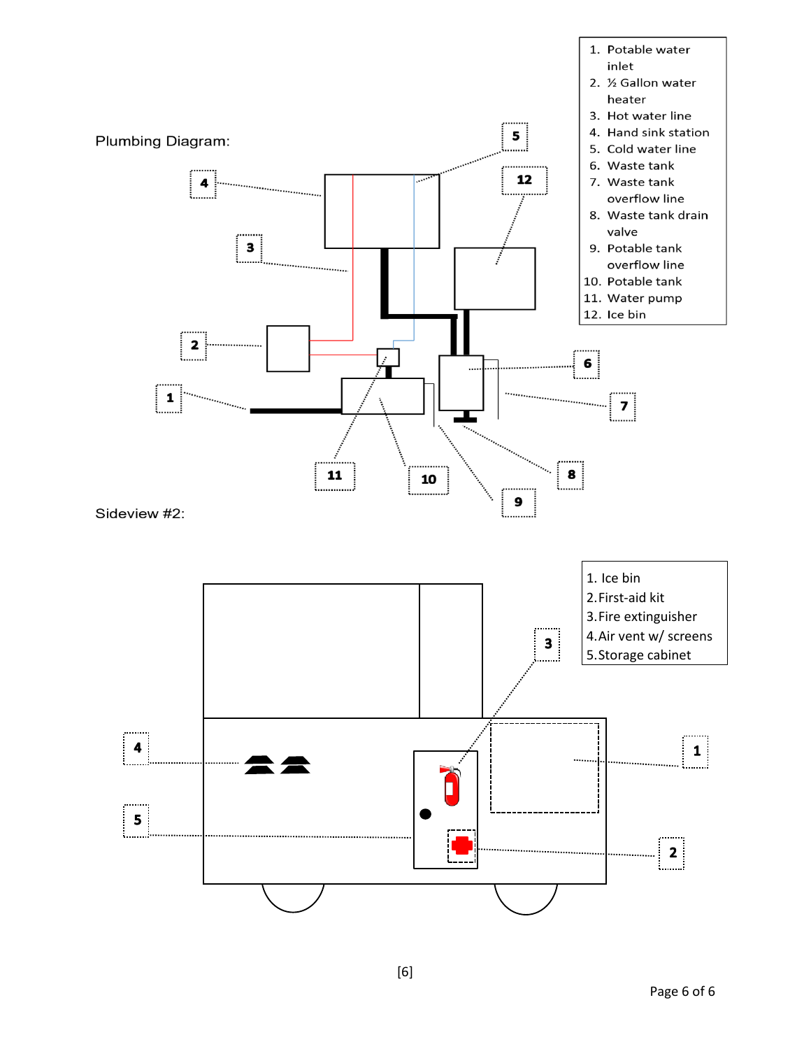Plumbing Diagram:

1. Potable water inlet
2. ½ Gallon water heater
3. Hot water line
4. Hand sink station
5. Cold water line
6. Waste tank
7. Waste tank overflow line
8. Waste tank drain valve
9. Potable tank overflow line
10. Potable tank
11. Water pump
12. Ice bin

Sideview #2:

1. Ice bin
2. First-aid kit
3. Fire extinguisher
4. Air vent w/ screens
5. Storage cabinet

[6]